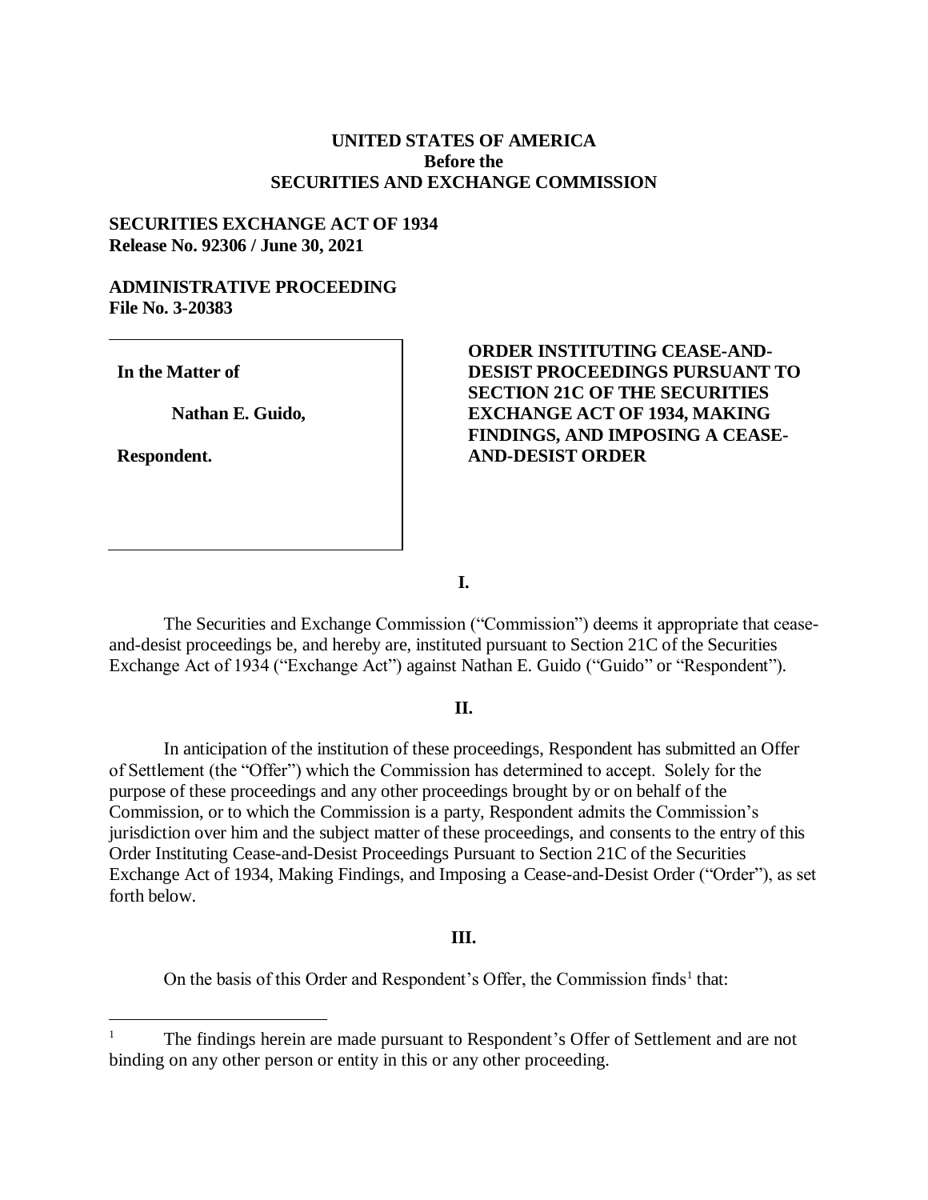**UNITED STATES OF AMERICA**
**Before the**
**SECURITIES AND EXCHANGE COMMISSION**

**SECURITIES EXCHANGE ACT OF 1934**
**Release No. 92306 / June 30, 2021**

**ADMINISTRATIVE PROCEEDING**
**File No. 3-20383**

| | |
|---|---|
| **In the Matter of**<br><br>**Nathan E. Guido,**<br><br>**Respondent.** | **ORDER INSTITUTING CEASE-AND-DESIST PROCEEDINGS PURSUANT TO SECTION 21C OF THE SECURITIES EXCHANGE ACT OF 1934, MAKING FINDINGS, AND IMPOSING A CEASE-AND-DESIST ORDER** |

## I.

The Securities and Exchange Commission ("Commission") deems it appropriate that cease-and-desist proceedings be, and hereby are, instituted pursuant to Section 21C of the Securities Exchange Act of 1934 ("Exchange Act") against Nathan E. Guido ("Guido" or "Respondent").

## II.

In anticipation of the institution of these proceedings, Respondent has submitted an Offer of Settlement (the "Offer") which the Commission has determined to accept. Solely for the purpose of these proceedings and any other proceedings brought by or on behalf of the Commission, or to which the Commission is a party, Respondent admits the Commission's jurisdiction over him and the subject matter of these proceedings, and consents to the entry of this Order Instituting Cease-and-Desist Proceedings Pursuant to Section 21C of the Securities Exchange Act of 1934, Making Findings, and Imposing a Cease-and-Desist Order ("Order"), as set forth below.

## III.

On the basis of this Order and Respondent's Offer, the Commission finds[1] that:

---

[1] The findings herein are made pursuant to Respondent's Offer of Settlement and are not binding on any other person or entity in this or any other proceeding.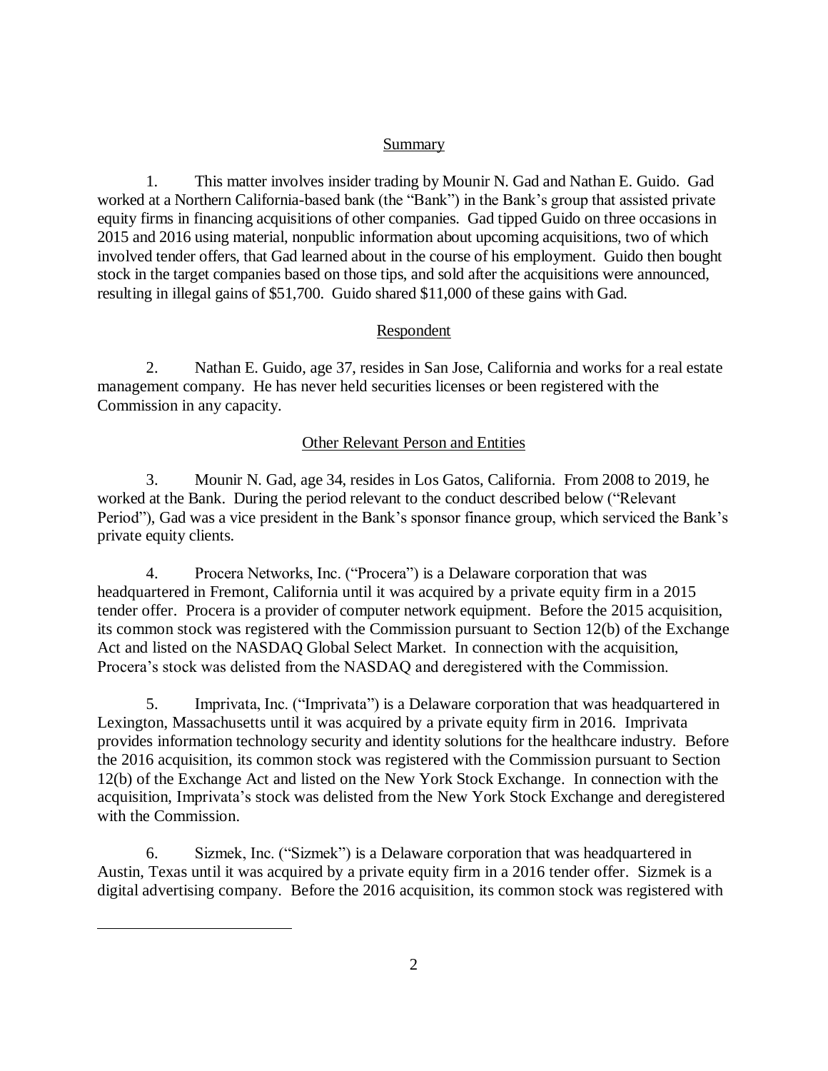## Summary

1. This matter involves insider trading by Mounir N. Gad and Nathan E. Guido. Gad worked at a Northern California-based bank (the "Bank") in the Bank's group that assisted private equity firms in financing acquisitions of other companies. Gad tipped Guido on three occasions in 2015 and 2016 using material, nonpublic information about upcoming acquisitions, two of which involved tender offers, that Gad learned about in the course of his employment. Guido then bought stock in the target companies based on those tips, and sold after the acquisitions were announced, resulting in illegal gains of $51,700. Guido shared $11,000 of these gains with Gad.

## Respondent

2. Nathan E. Guido, age 37, resides in San Jose, California and works for a real estate management company. He has never held securities licenses or been registered with the Commission in any capacity.

## Other Relevant Person and Entities

3. Mounir N. Gad, age 34, resides in Los Gatos, California. From 2008 to 2019, he worked at the Bank. During the period relevant to the conduct described below ("Relevant Period"), Gad was a vice president in the Bank's sponsor finance group, which serviced the Bank's private equity clients.

4. Procera Networks, Inc. ("Procera") is a Delaware corporation that was headquartered in Fremont, California until it was acquired by a private equity firm in a 2015 tender offer. Procera is a provider of computer network equipment. Before the 2015 acquisition, its common stock was registered with the Commission pursuant to Section 12(b) of the Exchange Act and listed on the NASDAQ Global Select Market. In connection with the acquisition, Procera's stock was delisted from the NASDAQ and deregistered with the Commission.

5. Imprivata, Inc. ("Imprivata") is a Delaware corporation that was headquartered in Lexington, Massachusetts until it was acquired by a private equity firm in 2016. Imprivata provides information technology security and identity solutions for the healthcare industry. Before the 2016 acquisition, its common stock was registered with the Commission pursuant to Section 12(b) of the Exchange Act and listed on the New York Stock Exchange. In connection with the acquisition, Imprivata's stock was delisted from the New York Stock Exchange and deregistered with the Commission.

6. Sizmek, Inc. ("Sizmek") is a Delaware corporation that was headquartered in Austin, Texas until it was acquired by a private equity firm in a 2016 tender offer. Sizmek is a digital advertising company. Before the 2016 acquisition, its common stock was registered with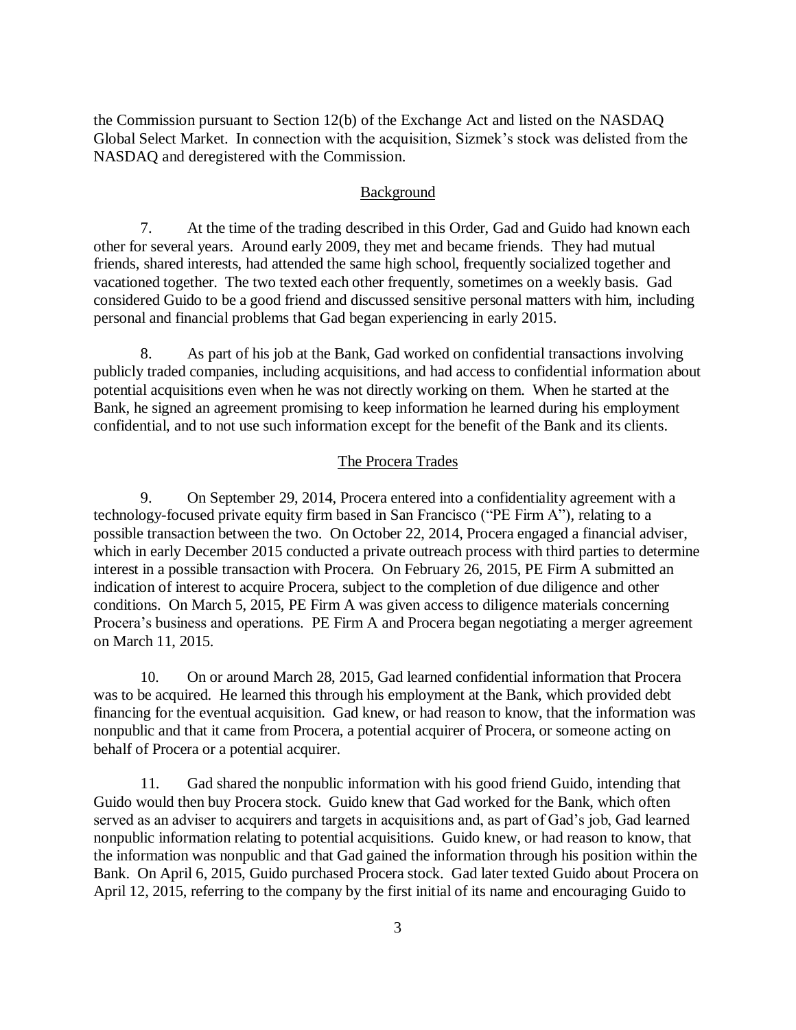the Commission pursuant to Section 12(b) of the Exchange Act and listed on the NASDAQ Global Select Market. In connection with the acquisition, Sizmek's stock was delisted from the NASDAQ and deregistered with the Commission.

## Background

7. At the time of the trading described in this Order, Gad and Guido had known each other for several years. Around early 2009, they met and became friends. They had mutual friends, shared interests, had attended the same high school, frequently socialized together and vacationed together. The two texted each other frequently, sometimes on a weekly basis. Gad considered Guido to be a good friend and discussed sensitive personal matters with him, including personal and financial problems that Gad began experiencing in early 2015.

8. As part of his job at the Bank, Gad worked on confidential transactions involving publicly traded companies, including acquisitions, and had access to confidential information about potential acquisitions even when he was not directly working on them. When he started at the Bank, he signed an agreement promising to keep information he learned during his employment confidential, and to not use such information except for the benefit of the Bank and its clients.

## The Procera Trades

9. On September 29, 2014, Procera entered into a confidentiality agreement with a technology-focused private equity firm based in San Francisco ("PE Firm A"), relating to a possible transaction between the two. On October 22, 2014, Procera engaged a financial adviser, which in early December 2015 conducted a private outreach process with third parties to determine interest in a possible transaction with Procera. On February 26, 2015, PE Firm A submitted an indication of interest to acquire Procera, subject to the completion of due diligence and other conditions. On March 5, 2015, PE Firm A was given access to diligence materials concerning Procera's business and operations. PE Firm A and Procera began negotiating a merger agreement on March 11, 2015.

10. On or around March 28, 2015, Gad learned confidential information that Procera was to be acquired. He learned this through his employment at the Bank, which provided debt financing for the eventual acquisition. Gad knew, or had reason to know, that the information was nonpublic and that it came from Procera, a potential acquirer of Procera, or someone acting on behalf of Procera or a potential acquirer.

11. Gad shared the nonpublic information with his good friend Guido, intending that Guido would then buy Procera stock. Guido knew that Gad worked for the Bank, which often served as an adviser to acquirers and targets in acquisitions and, as part of Gad's job, Gad learned nonpublic information relating to potential acquisitions. Guido knew, or had reason to know, that the information was nonpublic and that Gad gained the information through his position within the Bank. On April 6, 2015, Guido purchased Procera stock. Gad later texted Guido about Procera on April 12, 2015, referring to the company by the first initial of its name and encouraging Guido to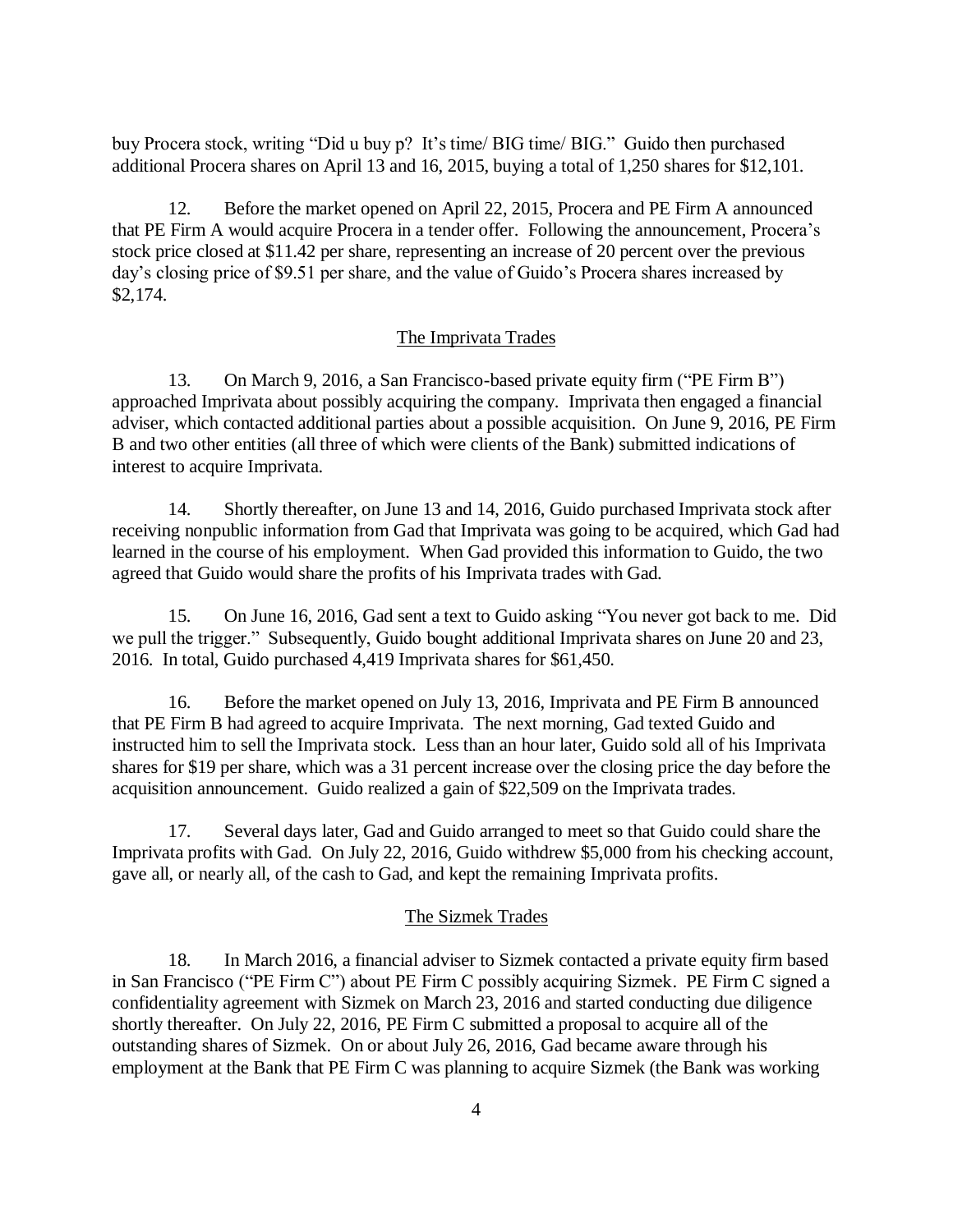buy Procera stock, writing "Did u buy p? It's time/ BIG time/ BIG." Guido then purchased additional Procera shares on April 13 and 16, 2015, buying a total of 1,250 shares for $12,101.

12. Before the market opened on April 22, 2015, Procera and PE Firm A announced that PE Firm A would acquire Procera in a tender offer. Following the announcement, Procera's stock price closed at $11.42 per share, representing an increase of 20 percent over the previous day's closing price of $9.51 per share, and the value of Guido's Procera shares increased by $2,174.

## The Imprivata Trades

13. On March 9, 2016, a San Francisco-based private equity firm ("PE Firm B") approached Imprivata about possibly acquiring the company. Imprivata then engaged a financial adviser, which contacted additional parties about a possible acquisition. On June 9, 2016, PE Firm B and two other entities (all three of which were clients of the Bank) submitted indications of interest to acquire Imprivata.

14. Shortly thereafter, on June 13 and 14, 2016, Guido purchased Imprivata stock after receiving nonpublic information from Gad that Imprivata was going to be acquired, which Gad had learned in the course of his employment. When Gad provided this information to Guido, the two agreed that Guido would share the profits of his Imprivata trades with Gad.

15. On June 16, 2016, Gad sent a text to Guido asking "You never got back to me. Did we pull the trigger." Subsequently, Guido bought additional Imprivata shares on June 20 and 23, 2016. In total, Guido purchased 4,419 Imprivata shares for $61,450.

16. Before the market opened on July 13, 2016, Imprivata and PE Firm B announced that PE Firm B had agreed to acquire Imprivata. The next morning, Gad texted Guido and instructed him to sell the Imprivata stock. Less than an hour later, Guido sold all of his Imprivata shares for $19 per share, which was a 31 percent increase over the closing price the day before the acquisition announcement. Guido realized a gain of $22,509 on the Imprivata trades.

17. Several days later, Gad and Guido arranged to meet so that Guido could share the Imprivata profits with Gad. On July 22, 2016, Guido withdrew $5,000 from his checking account, gave all, or nearly all, of the cash to Gad, and kept the remaining Imprivata profits.

## The Sizmek Trades

18. In March 2016, a financial adviser to Sizmek contacted a private equity firm based in San Francisco ("PE Firm C") about PE Firm C possibly acquiring Sizmek. PE Firm C signed a confidentiality agreement with Sizmek on March 23, 2016 and started conducting due diligence shortly thereafter. On July 22, 2016, PE Firm C submitted a proposal to acquire all of the outstanding shares of Sizmek. On or about July 26, 2016, Gad became aware through his employment at the Bank that PE Firm C was planning to acquire Sizmek (the Bank was working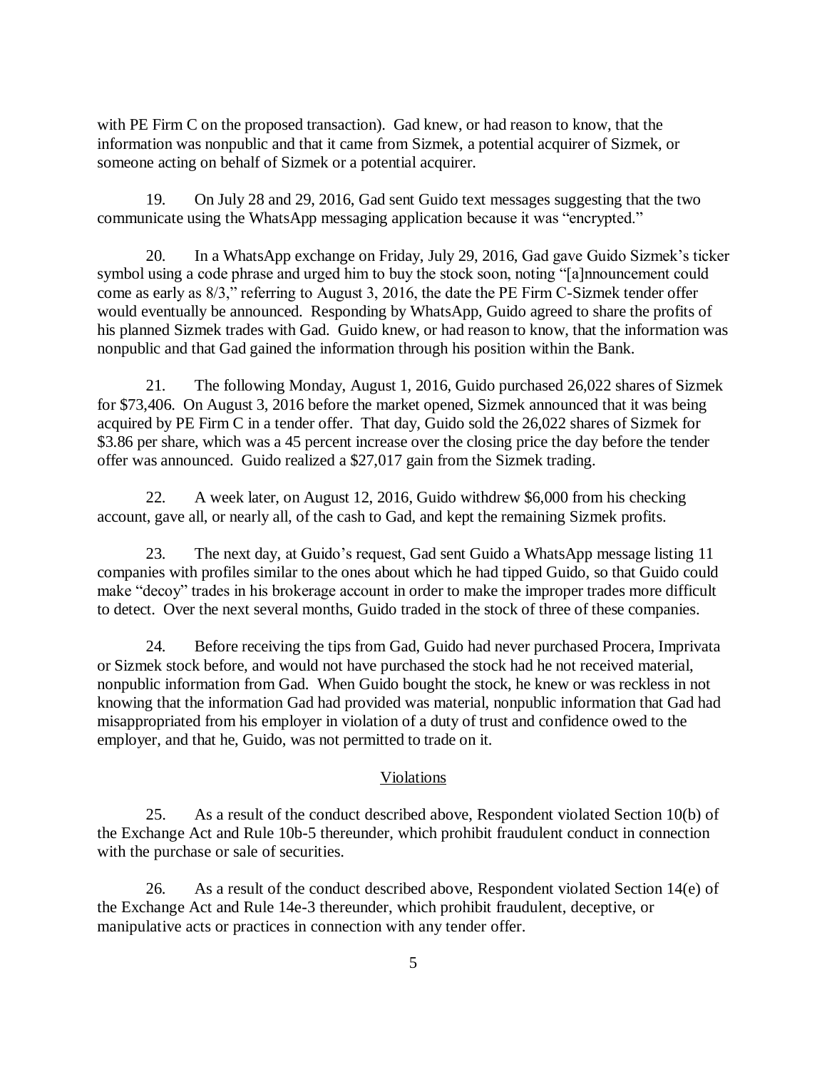with PE Firm C on the proposed transaction). Gad knew, or had reason to know, that the information was nonpublic and that it came from Sizmek, a potential acquirer of Sizmek, or someone acting on behalf of Sizmek or a potential acquirer.

19. On July 28 and 29, 2016, Gad sent Guido text messages suggesting that the two communicate using the WhatsApp messaging application because it was "encrypted."

20. In a WhatsApp exchange on Friday, July 29, 2016, Gad gave Guido Sizmek's ticker symbol using a code phrase and urged him to buy the stock soon, noting "[a]nnouncement could come as early as 8/3," referring to August 3, 2016, the date the PE Firm C-Sizmek tender offer would eventually be announced. Responding by WhatsApp, Guido agreed to share the profits of his planned Sizmek trades with Gad. Guido knew, or had reason to know, that the information was nonpublic and that Gad gained the information through his position within the Bank.

21. The following Monday, August 1, 2016, Guido purchased 26,022 shares of Sizmek for $73,406. On August 3, 2016 before the market opened, Sizmek announced that it was being acquired by PE Firm C in a tender offer. That day, Guido sold the 26,022 shares of Sizmek for $3.86 per share, which was a 45 percent increase over the closing price the day before the tender offer was announced. Guido realized a $27,017 gain from the Sizmek trading.

22. A week later, on August 12, 2016, Guido withdrew $6,000 from his checking account, gave all, or nearly all, of the cash to Gad, and kept the remaining Sizmek profits.

23. The next day, at Guido's request, Gad sent Guido a WhatsApp message listing 11 companies with profiles similar to the ones about which he had tipped Guido, so that Guido could make "decoy" trades in his brokerage account in order to make the improper trades more difficult to detect. Over the next several months, Guido traded in the stock of three of these companies.

24. Before receiving the tips from Gad, Guido had never purchased Procera, Imprivata or Sizmek stock before, and would not have purchased the stock had he not received material, nonpublic information from Gad. When Guido bought the stock, he knew or was reckless in not knowing that the information Gad had provided was material, nonpublic information that Gad had misappropriated from his employer in violation of a duty of trust and confidence owed to the employer, and that he, Guido, was not permitted to trade on it.

## Violations

25. As a result of the conduct described above, Respondent violated Section 10(b) of the Exchange Act and Rule 10b-5 thereunder, which prohibit fraudulent conduct in connection with the purchase or sale of securities.

26. As a result of the conduct described above, Respondent violated Section 14(e) of the Exchange Act and Rule 14e-3 thereunder, which prohibit fraudulent, deceptive, or manipulative acts or practices in connection with any tender offer.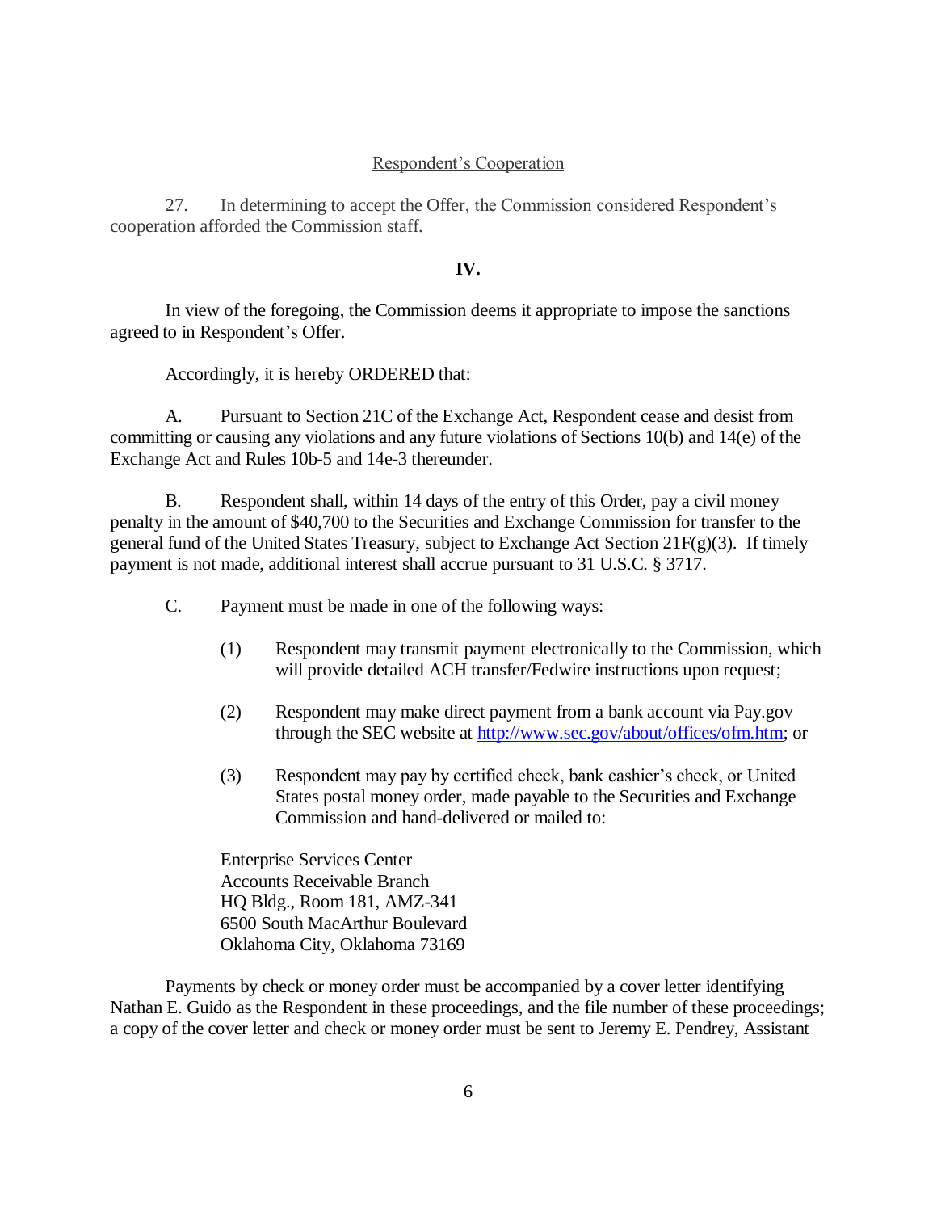Respondent's Cooperation

27. In determining to accept the Offer, the Commission considered Respondent's cooperation afforded the Commission staff.

**IV.**

In view of the foregoing, the Commission deems it appropriate to impose the sanctions agreed to in Respondent's Offer.

Accordingly, it is hereby ORDERED that:

A. Pursuant to Section 21C of the Exchange Act, Respondent cease and desist from committing or causing any violations and any future violations of Sections 10(b) and 14(e) of the Exchange Act and Rules 10b-5 and 14e-3 thereunder.

B. Respondent shall, within 14 days of the entry of this Order, pay a civil money penalty in the amount of $40,700 to the Securities and Exchange Commission for transfer to the general fund of the United States Treasury, subject to Exchange Act Section 21F(g)(3). If timely payment is not made, additional interest shall accrue pursuant to 31 U.S.C. § 3717.

C. Payment must be made in one of the following ways:

(1) Respondent may transmit payment electronically to the Commission, which will provide detailed ACH transfer/Fedwire instructions upon request;

(2) Respondent may make direct payment from a bank account via Pay.gov through the SEC website at http://www.sec.gov/about/offices/ofm.htm; or

(3) Respondent may pay by certified check, bank cashier's check, or United States postal money order, made payable to the Securities and Exchange Commission and hand-delivered or mailed to:

Enterprise Services Center
Accounts Receivable Branch
HQ Bldg., Room 181, AMZ-341
6500 South MacArthur Boulevard
Oklahoma City, Oklahoma 73169

Payments by check or money order must be accompanied by a cover letter identifying Nathan E. Guido as the Respondent in these proceedings, and the file number of these proceedings; a copy of the cover letter and check or money order must be sent to Jeremy E. Pendrey, Assistant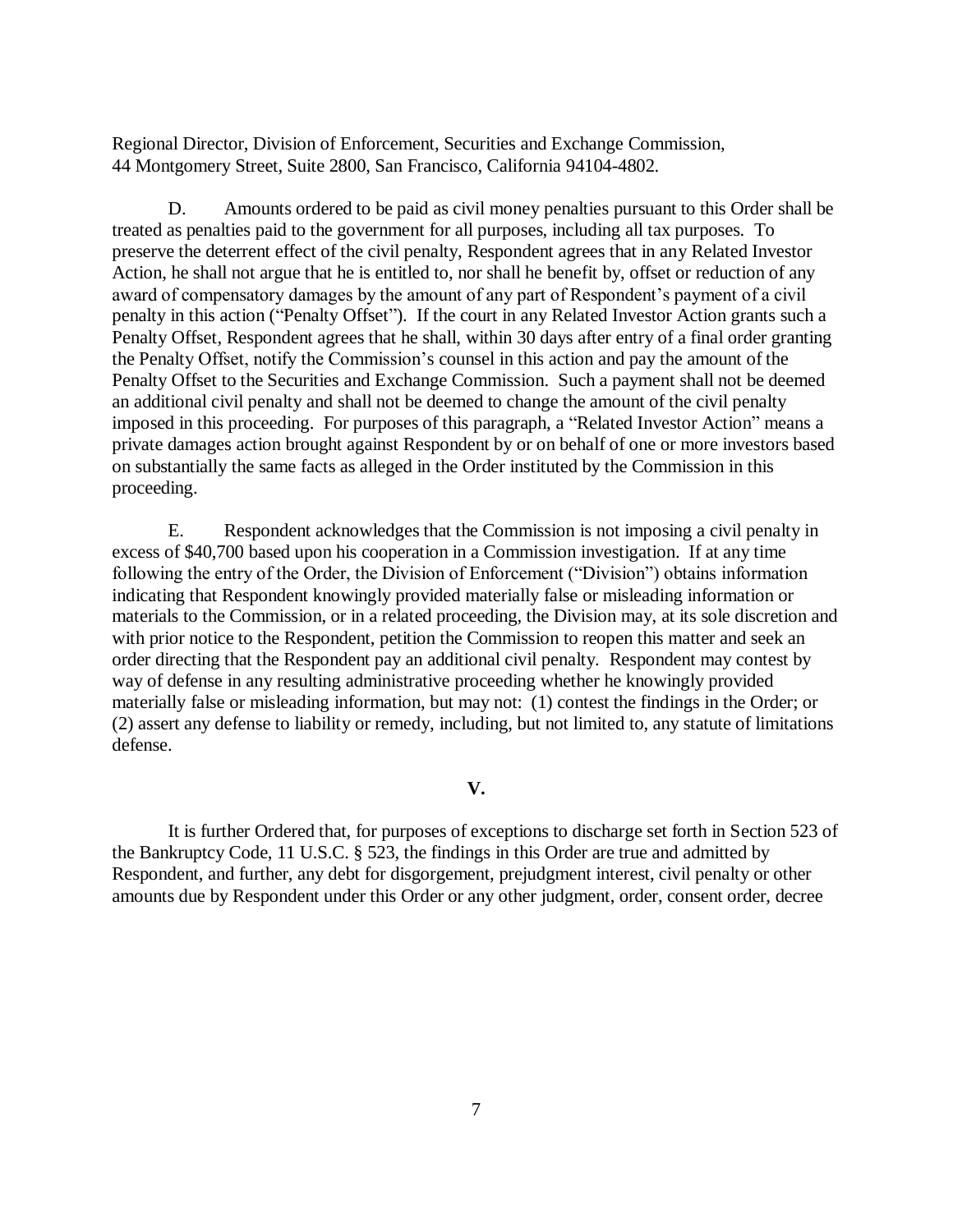Regional Director, Division of Enforcement, Securities and Exchange Commission, 44 Montgomery Street, Suite 2800, San Francisco, California 94104-4802.

D. Amounts ordered to be paid as civil money penalties pursuant to this Order shall be treated as penalties paid to the government for all purposes, including all tax purposes. To preserve the deterrent effect of the civil penalty, Respondent agrees that in any Related Investor Action, he shall not argue that he is entitled to, nor shall he benefit by, offset or reduction of any award of compensatory damages by the amount of any part of Respondent's payment of a civil penalty in this action ("Penalty Offset"). If the court in any Related Investor Action grants such a Penalty Offset, Respondent agrees that he shall, within 30 days after entry of a final order granting the Penalty Offset, notify the Commission's counsel in this action and pay the amount of the Penalty Offset to the Securities and Exchange Commission. Such a payment shall not be deemed an additional civil penalty and shall not be deemed to change the amount of the civil penalty imposed in this proceeding. For purposes of this paragraph, a "Related Investor Action" means a private damages action brought against Respondent by or on behalf of one or more investors based on substantially the same facts as alleged in the Order instituted by the Commission in this proceeding.

E. Respondent acknowledges that the Commission is not imposing a civil penalty in excess of $40,700 based upon his cooperation in a Commission investigation. If at any time following the entry of the Order, the Division of Enforcement ("Division") obtains information indicating that Respondent knowingly provided materially false or misleading information or materials to the Commission, or in a related proceeding, the Division may, at its sole discretion and with prior notice to the Respondent, petition the Commission to reopen this matter and seek an order directing that the Respondent pay an additional civil penalty. Respondent may contest by way of defense in any resulting administrative proceeding whether he knowingly provided materially false or misleading information, but may not: (1) contest the findings in the Order; or (2) assert any defense to liability or remedy, including, but not limited to, any statute of limitations defense.

## V.

It is further Ordered that, for purposes of exceptions to discharge set forth in Section 523 of the Bankruptcy Code, 11 U.S.C. § 523, the findings in this Order are true and admitted by Respondent, and further, any debt for disgorgement, prejudgment interest, civil penalty or other amounts due by Respondent under this Order or any other judgment, order, consent order, decree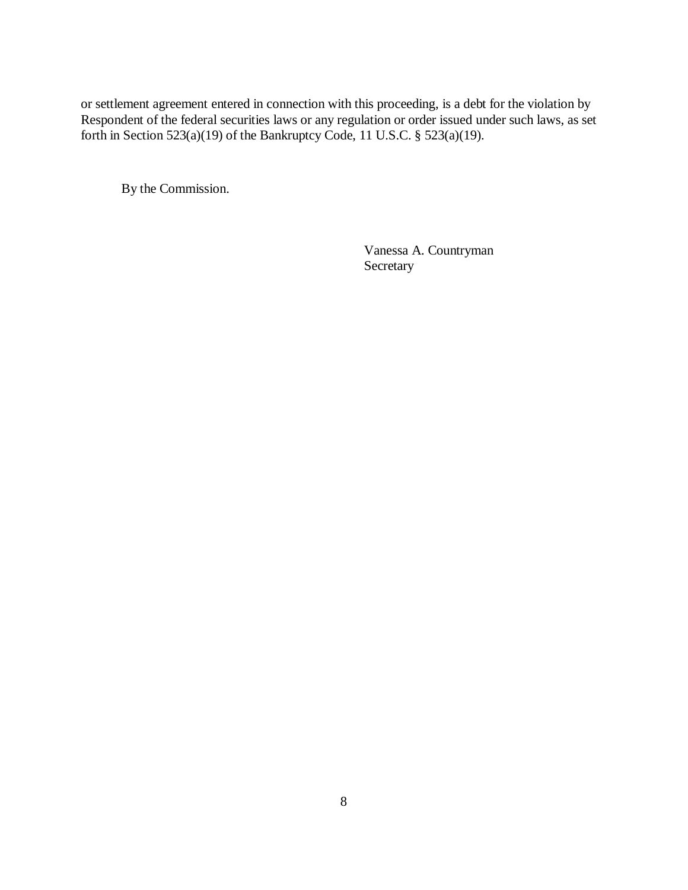or settlement agreement entered in connection with this proceeding, is a debt for the violation by Respondent of the federal securities laws or any regulation or order issued under such laws, as set forth in Section 523(a)(19) of the Bankruptcy Code, 11 U.S.C. § 523(a)(19).

By the Commission.

Vanessa A. Countryman
Secretary